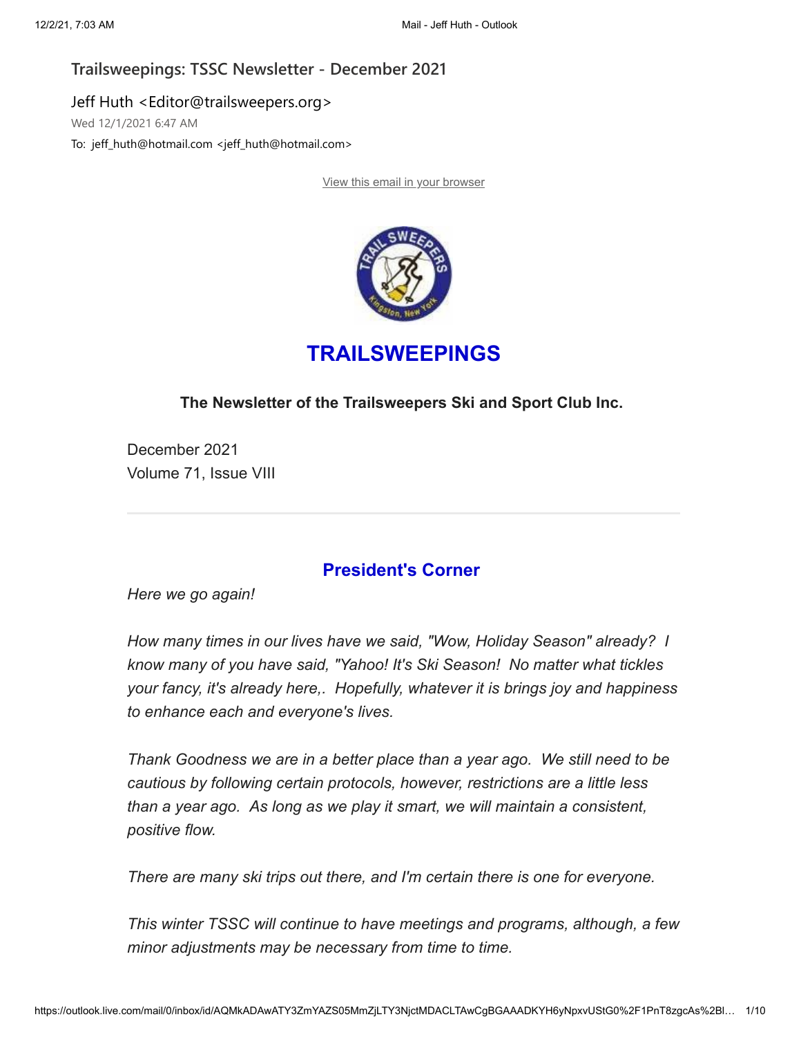Trailsweepings: TSSC Newsletter - December 2021

Jeff Huth <Editor@trailsweepers.org>

Wed 12/1/2021 6:47 AM

To: jeff_huth@hotmail.com <jeff_huth@hotmail.com>

View this email in your browser

# TRAILSWEEPINGS

**The Newsletter of the Trailsweepers Ski and Sport Club Inc.**

December 2021
Volume 71, Issue VIII

---

## President's Corner

*Here we go again!*

*How many times in our lives have we said, "Wow, Holiday Season" already? I know many of you have said, "Yahoo! It's Ski Season! No matter what tickles your fancy, it's already here,. Hopefully, whatever it is brings joy and happiness to enhance each and everyone's lives.*

*Thank Goodness we are in a better place than a year ago. We still need to be cautious by following certain protocols, however, restrictions are a little less than a year ago. As long as we play it smart, we will maintain a consistent, positive flow.*

*There are many ski trips out there, and I'm certain there is one for everyone.*

*This winter TSSC will continue to have meetings and programs, although, a few minor adjustments may be necessary from time to time.*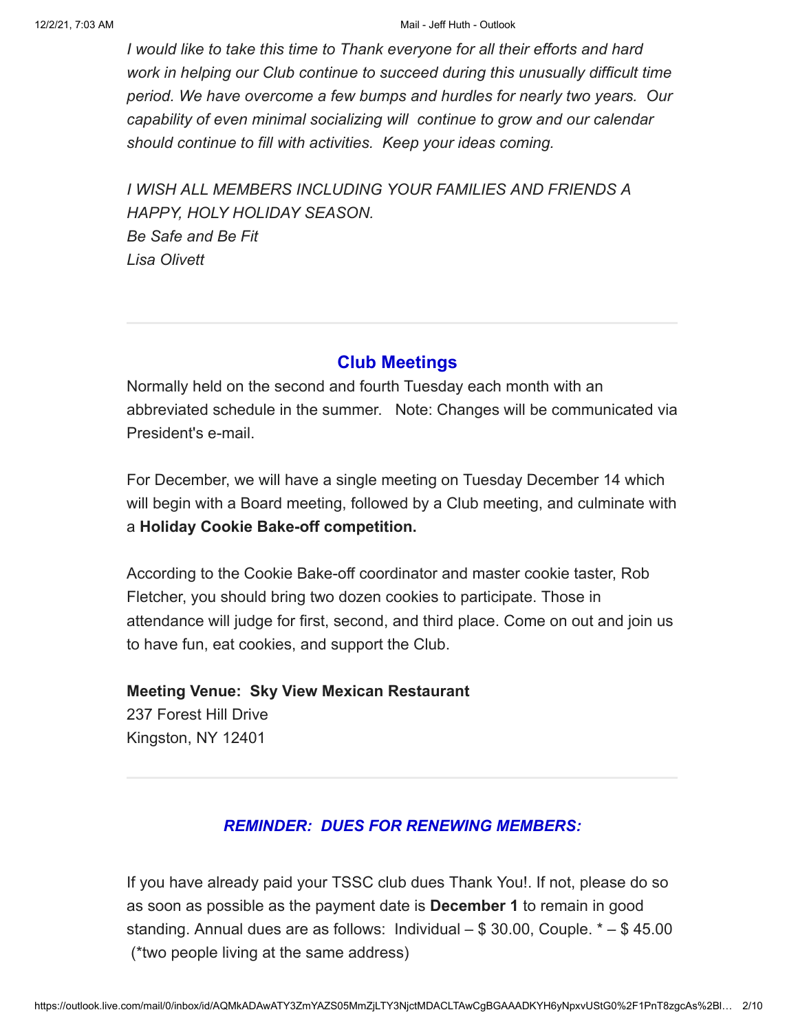*I would like to take this time to Thank everyone for all their efforts and hard work in helping our Club continue to succeed during this unusually difficult time period. We have overcome a few bumps and hurdles for nearly two years. Our capability of even minimal socializing will continue to grow and our calendar should continue to fill with activities. Keep your ideas coming.*

*I WISH ALL MEMBERS INCLUDING YOUR FAMILIES AND FRIENDS A HAPPY, HOLY HOLIDAY SEASON.*
*Be Safe and Be Fit*
*Lisa Olivett*

---

## Club Meetings

Normally held on the second and fourth Tuesday each month with an abbreviated schedule in the summer. Note: Changes will be communicated via President's e-mail.

For December, we will have a single meeting on Tuesday December 14 which will begin with a Board meeting, followed by a Club meeting, and culminate with a **Holiday Cookie Bake-off competition.**

According to the Cookie Bake-off coordinator and master cookie taster, Rob Fletcher, you should bring two dozen cookies to participate. Those in attendance will judge for first, second, and third place. Come on out and join us to have fun, eat cookies, and support the Club.

**Meeting Venue: Sky View Mexican Restaurant**
237 Forest Hill Drive
Kingston, NY 12401

---

### *REMINDER: DUES FOR RENEWING MEMBERS:*

If you have already paid your TSSC club dues Thank You!. If not, please do so as soon as possible as the payment date is **December 1** to remain in good standing. Annual dues are as follows: Individual – $ 30.00, Couple. * – $ 45.00 (*two people living at the same address)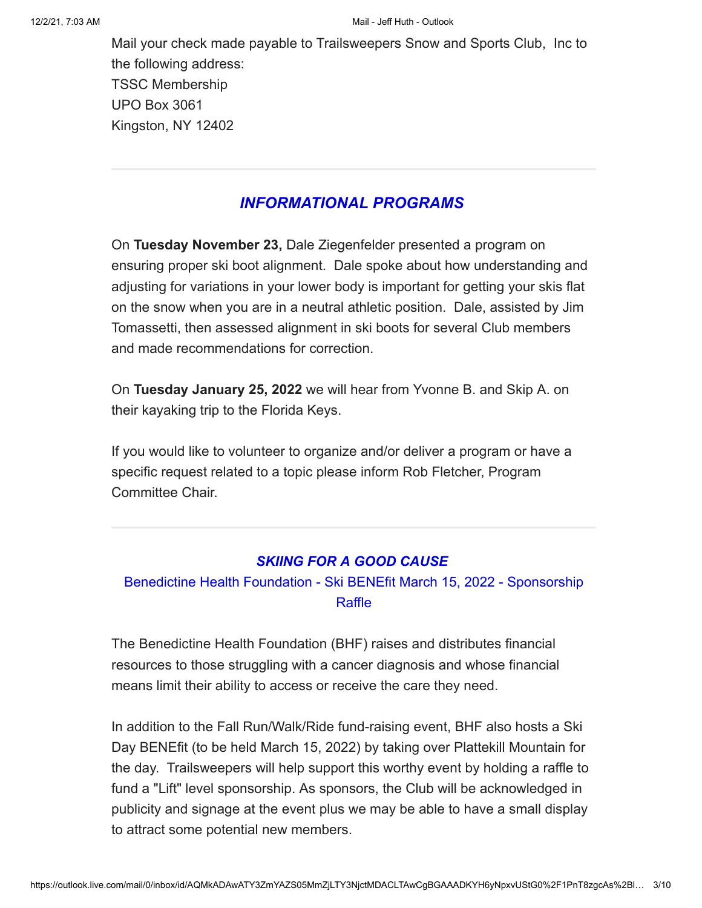Mail your check made payable to Trailsweepers Snow and Sports Club, Inc to the following address:
TSSC Membership
UPO Box 3061
Kingston, NY 12402

---

## *INFORMATIONAL PROGRAMS*

On **Tuesday November 23,** Dale Ziegenfelder presented a program on ensuring proper ski boot alignment. Dale spoke about how understanding and adjusting for variations in your lower body is important for getting your skis flat on the snow when you are in a neutral athletic position. Dale, assisted by Jim Tomassetti, then assessed alignment in ski boots for several Club members and made recommendations for correction.

On **Tuesday January 25, 2022** we will hear from Yvonne B. and Skip A. on their kayaking trip to the Florida Keys.

If you would like to volunteer to organize and/or deliver a program or have a specific request related to a topic please inform Rob Fletcher, Program Committee Chair.

---

## *SKIING FOR A GOOD CAUSE*

Benedictine Health Foundation - Ski BENEfit March 15, 2022 - Sponsorship Raffle

The Benedictine Health Foundation (BHF) raises and distributes financial resources to those struggling with a cancer diagnosis and whose financial means limit their ability to access or receive the care they need.

In addition to the Fall Run/Walk/Ride fund-raising event, BHF also hosts a Ski Day BENEfit (to be held March 15, 2022) by taking over Plattekill Mountain for the day. Trailsweepers will help support this worthy event by holding a raffle to fund a "Lift" level sponsorship. As sponsors, the Club will be acknowledged in publicity and signage at the event plus we may be able to have a small display to attract some potential new members.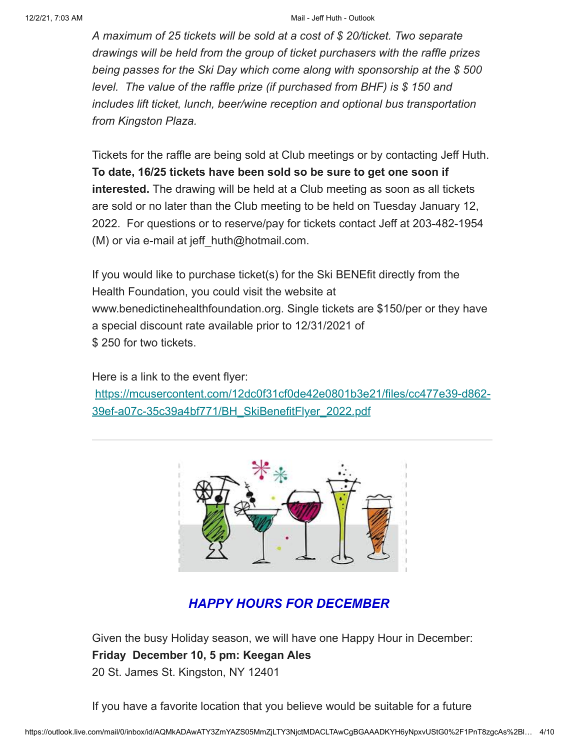*A maximum of 25 tickets will be sold at a cost of $ 20/ticket. Two separate drawings will be held from the group of ticket purchasers with the raffle prizes being passes for the Ski Day which come along with sponsorship at the $ 500 level. The value of the raffle prize (if purchased from BHF) is $ 150 and includes lift ticket, lunch, beer/wine reception and optional bus transportation from Kingston Plaza.*

Tickets for the raffle are being sold at Club meetings or by contacting Jeff Huth. **To date, 16/25 tickets have been sold so be sure to get one soon if interested.** The drawing will be held at a Club meeting as soon as all tickets are sold or no later than the Club meeting to be held on Tuesday January 12, 2022. For questions or to reserve/pay for tickets contact Jeff at 203-482-1954 (M) or via e-mail at jeff_huth@hotmail.com.

If you would like to purchase ticket(s) for the Ski BENEfit directly from the Health Foundation, you could visit the website at www.benedictinehealthfoundation.org. Single tickets are $150/per or they have a special discount rate available prior to 12/31/2021 of $ 250 for two tickets.

Here is a link to the event flyer:
https://mcusercontent.com/12dc0f31cf0de42e0801b3e21/files/cc477e39-d862-39ef-a07c-35c39a4bf771/BH_SkiBenefitFlyer_2022.pdf

---

## *HAPPY HOURS FOR DECEMBER*

Given the busy Holiday season, we will have one Happy Hour in December:
**Friday December 10, 5 pm: Keegan Ales**
20 St. James St. Kingston, NY 12401

If you have a favorite location that you believe would be suitable for a future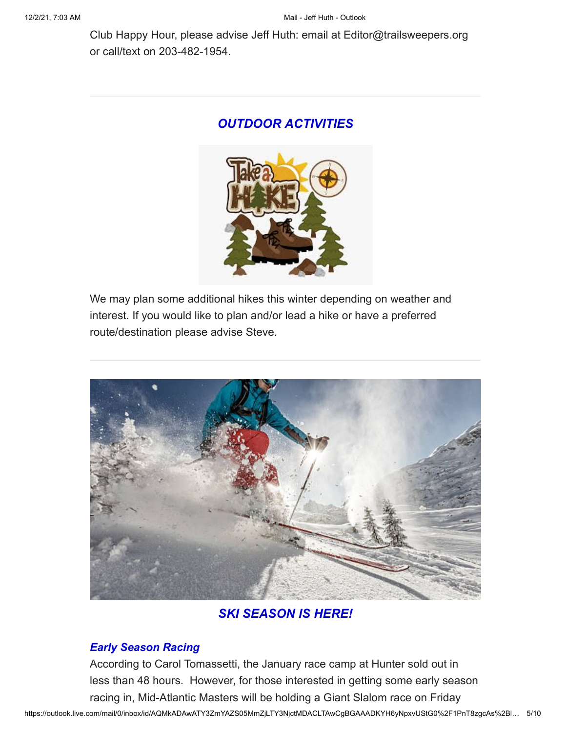Club Happy Hour, please advise Jeff Huth: email at Editor@trailsweepers.org or call/text on 203-482-1954.

---

## *OUTDOOR ACTIVITIES*

We may plan some additional hikes this winter depending on weather and interest. If you would like to plan and/or lead a hike or have a preferred route/destination please advise Steve.

---

## *SKI SEASON IS HERE!*

### *Early Season Racing*

According to Carol Tomassetti, the January race camp at Hunter sold out in less than 48 hours. However, for those interested in getting some early season racing in, Mid-Atlantic Masters will be holding a Giant Slalom race on Friday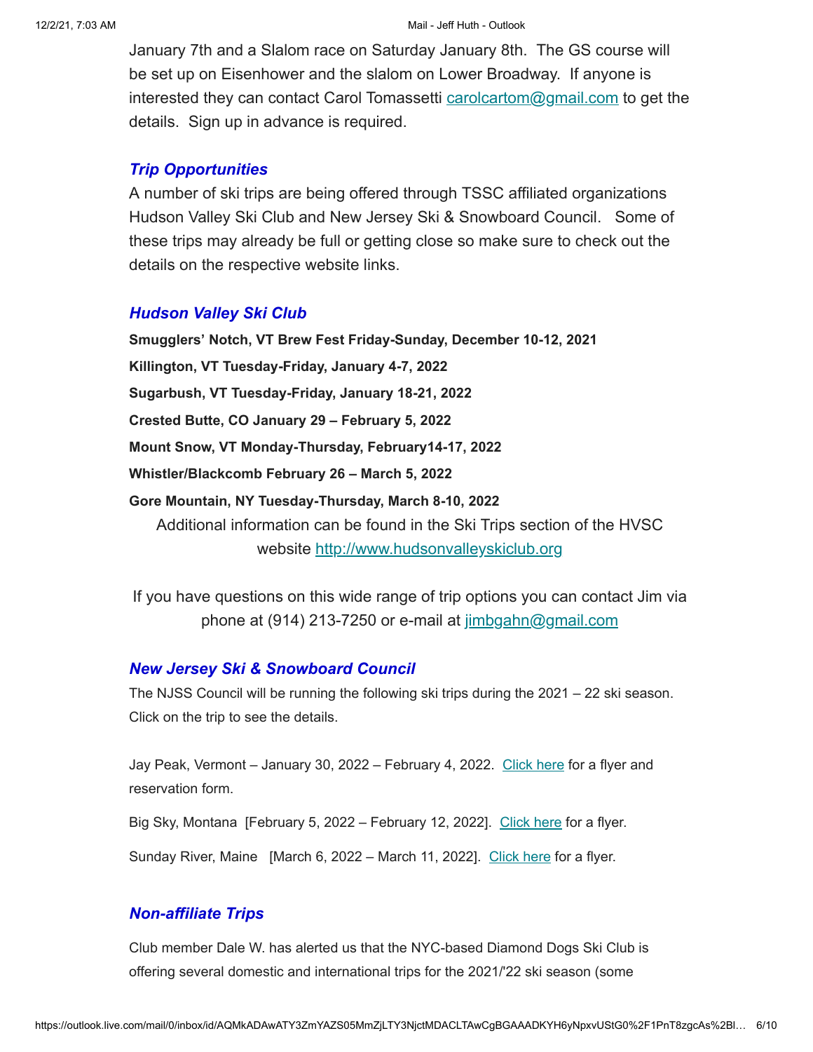January 7th and a Slalom race on Saturday January 8th. The GS course will be set up on Eisenhower and the slalom on Lower Broadway. If anyone is interested they can contact Carol Tomassetti carolcartom@gmail.com to get the details. Sign up in advance is required.

### *Trip Opportunities*

A number of ski trips are being offered through TSSC affiliated organizations Hudson Valley Ski Club and New Jersey Ski & Snowboard Council. Some of these trips may already be full or getting close so make sure to check out the details on the respective website links.

### *Hudson Valley Ski Club*

**Smugglers' Notch, VT Brew Fest Friday-Sunday, December 10-12, 2021**

**Killington, VT Tuesday-Friday, January 4-7, 2022**

**Sugarbush, VT Tuesday-Friday, January 18-21, 2022**

**Crested Butte, CO January 29 – February 5, 2022**

**Mount Snow, VT Monday-Thursday, February14-17, 2022**

**Whistler/Blackcomb February 26 – March 5, 2022**

**Gore Mountain, NY Tuesday-Thursday, March 8-10, 2022**

Additional information can be found in the Ski Trips section of the HVSC website http://www.hudsonvalleyskiclub.org

If you have questions on this wide range of trip options you can contact Jim via phone at (914) 213-7250 or e-mail at jimbgahn@gmail.com

### *New Jersey Ski & Snowboard Council*

The NJSS Council will be running the following ski trips during the 2021 – 22 ski season. Click on the trip to see the details.

Jay Peak, Vermont – January 30, 2022 – February 4, 2022. Click here for a flyer and reservation form.

Big Sky, Montana [February 5, 2022 – February 12, 2022]. Click here for a flyer.

Sunday River, Maine [March 6, 2022 – March 11, 2022]. Click here for a flyer.

### *Non-affiliate Trips*

Club member Dale W. has alerted us that the NYC-based Diamond Dogs Ski Club is offering several domestic and international trips for the 2021/'22 ski season (some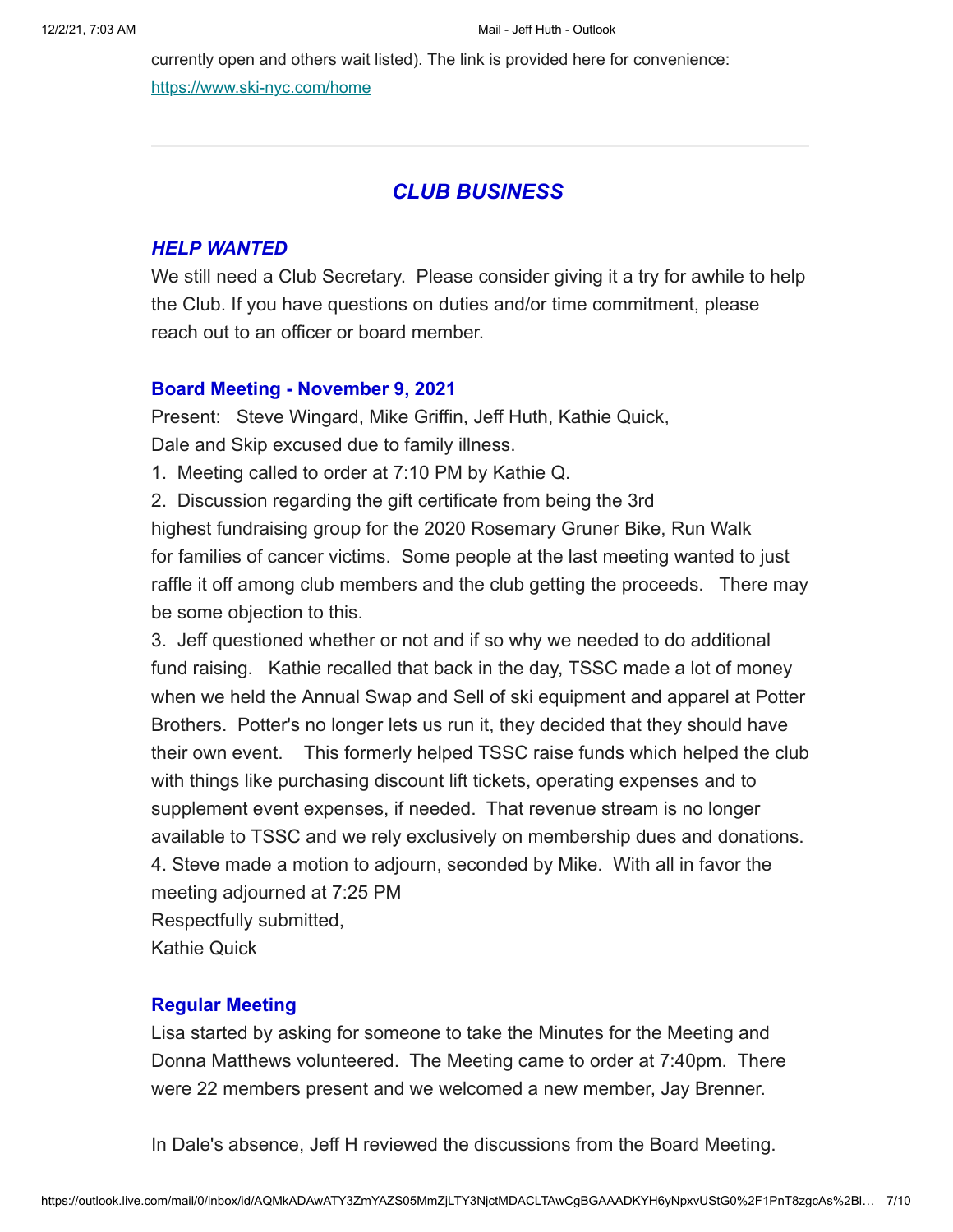currently open and others wait listed). The link is provided here for convenience: https://www.ski-nyc.com/home

---

## *CLUB BUSINESS*

### *HELP WANTED*

We still need a Club Secretary. Please consider giving it a try for awhile to help the Club. If you have questions on duties and/or time commitment, please reach out to an officer or board member.

### Board Meeting - November 9, 2021

Present: Steve Wingard, Mike Griffin, Jeff Huth, Kathie Quick,
Dale and Skip excused due to family illness.

1. Meeting called to order at 7:10 PM by Kathie Q.
2. Discussion regarding the gift certificate from being the 3rd highest fundraising group for the 2020 Rosemary Gruner Bike, Run Walk for families of cancer victims. Some people at the last meeting wanted to just raffle it off among club members and the club getting the proceeds. There may be some objection to this.
3. Jeff questioned whether or not and if so why we needed to do additional fund raising. Kathie recalled that back in the day, TSSC made a lot of money when we held the Annual Swap and Sell of ski equipment and apparel at Potter Brothers. Potter's no longer lets us run it, they decided that they should have their own event. This formerly helped TSSC raise funds which helped the club with things like purchasing discount lift tickets, operating expenses and to supplement event expenses, if needed. That revenue stream is no longer available to TSSC and we rely exclusively on membership dues and donations.
4. Steve made a motion to adjourn, seconded by Mike. With all in favor the meeting adjourned at 7:25 PM

Respectfully submitted,
Kathie Quick

### Regular Meeting

Lisa started by asking for someone to take the Minutes for the Meeting and Donna Matthews volunteered. The Meeting came to order at 7:40pm. There were 22 members present and we welcomed a new member, Jay Brenner.

In Dale's absence, Jeff H reviewed the discussions from the Board Meeting.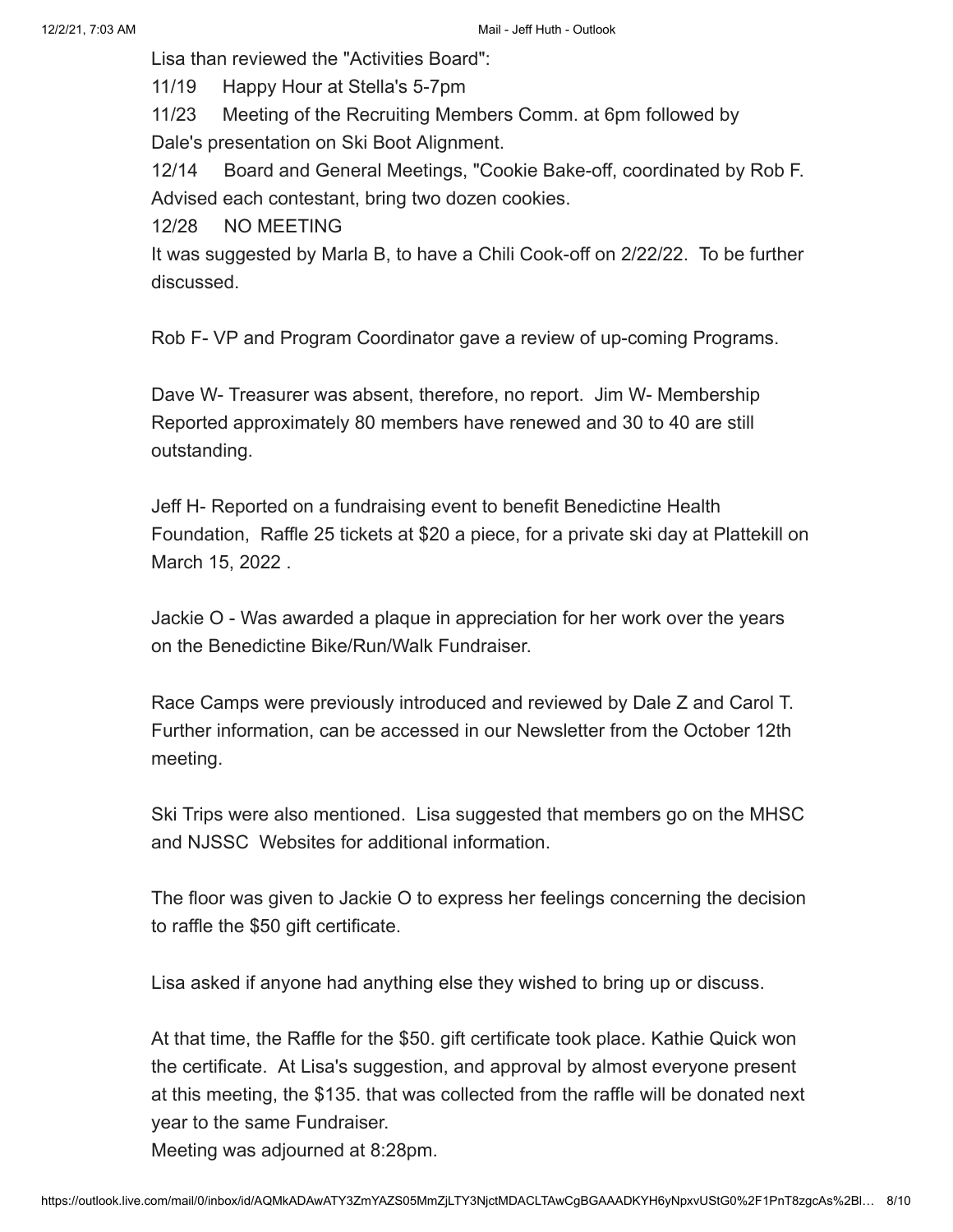Lisa than reviewed the "Activities Board":

11/19 Happy Hour at Stella's 5-7pm

11/23 Meeting of the Recruiting Members Comm. at 6pm followed by Dale's presentation on Ski Boot Alignment.

12/14 Board and General Meetings, "Cookie Bake-off, coordinated by Rob F. Advised each contestant, bring two dozen cookies.

12/28 NO MEETING

It was suggested by Marla B, to have a Chili Cook-off on 2/22/22. To be further discussed.

Rob F- VP and Program Coordinator gave a review of up-coming Programs.

Dave W- Treasurer was absent, therefore, no report. Jim W- Membership Reported approximately 80 members have renewed and 30 to 40 are still outstanding.

Jeff H- Reported on a fundraising event to benefit Benedictine Health Foundation, Raffle 25 tickets at $20 a piece, for a private ski day at Plattekill on March 15, 2022 .

Jackie O - Was awarded a plaque in appreciation for her work over the years on the Benedictine Bike/Run/Walk Fundraiser.

Race Camps were previously introduced and reviewed by Dale Z and Carol T. Further information, can be accessed in our Newsletter from the October 12th meeting.

Ski Trips were also mentioned. Lisa suggested that members go on the MHSC and NJSSC Websites for additional information.

The floor was given to Jackie O to express her feelings concerning the decision to raffle the $50 gift certificate.

Lisa asked if anyone had anything else they wished to bring up or discuss.

At that time, the Raffle for the $50. gift certificate took place. Kathie Quick won the certificate. At Lisa's suggestion, and approval by almost everyone present at this meeting, the $135. that was collected from the raffle will be donated next year to the same Fundraiser.

Meeting was adjourned at 8:28pm.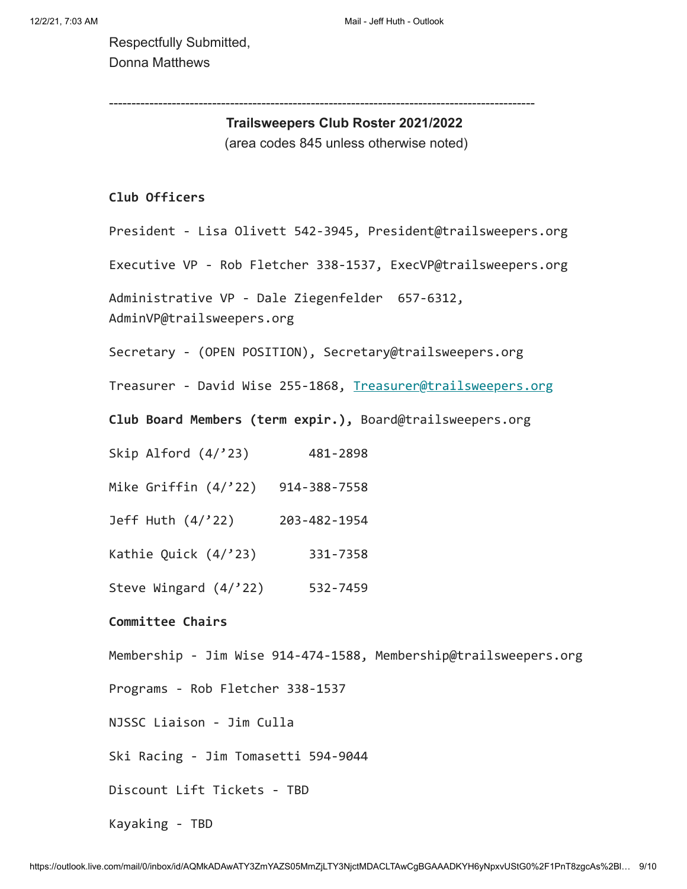Respectfully Submitted,
Donna Matthews

---

## Trailsweepers Club Roster 2021/2022

(area codes 845 unless otherwise noted)

**Club Officers**

President - Lisa Olivett 542-3945, President@trailsweepers.org

Executive VP - Rob Fletcher 338-1537, ExecVP@trailsweepers.org

Administrative VP - Dale Ziegenfelder 657-6312, AdminVP@trailsweepers.org

Secretary - (OPEN POSITION), Secretary@trailsweepers.org

Treasurer - David Wise 255-1868, Treasurer@trailsweepers.org

**Club Board Members (term expir.),** Board@trailsweepers.org

Skip Alford (4/’23) 481-2898

Mike Griffin (4/’22) 914-388-7558

Jeff Huth (4/’22) 203-482-1954

Kathie Quick (4/’23) 331-7358

Steve Wingard (4/’22) 532-7459

**Committee Chairs**

Membership - Jim Wise 914-474-1588, Membership@trailsweepers.org

Programs - Rob Fletcher 338-1537

NJSSC Liaison - Jim Culla

Ski Racing - Jim Tomasetti 594-9044

Discount Lift Tickets - TBD

Kayaking - TBD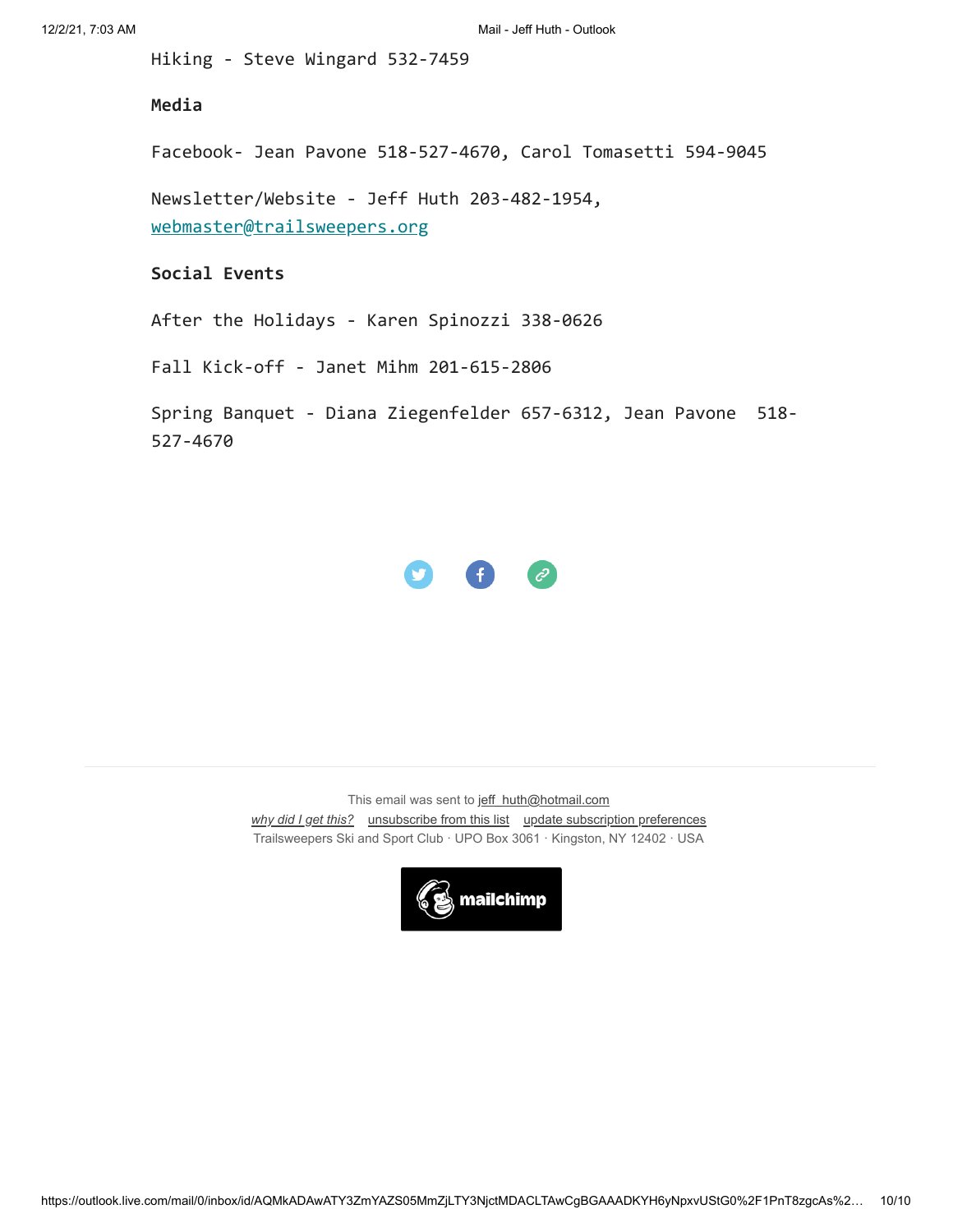Hiking - Steve Wingard 532-7459

**Media**

Facebook- Jean Pavone 518-527-4670, Carol Tomasetti 594-9045

Newsletter/Website - Jeff Huth 203-482-1954, webmaster@trailsweepers.org

**Social Events**

After the Holidays - Karen Spinozzi 338-0626

Fall Kick-off - Janet Mihm 201-615-2806

Spring Banquet - Diana Ziegenfelder 657-6312, Jean Pavone 518-527-4670

This email was sent to jeff_huth@hotmail.com

*why did I get this?* unsubscribe from this list update subscription preferences

Trailsweepers Ski and Sport Club · UPO Box 3061 · Kingston, NY 12402 · USA

mailchimp